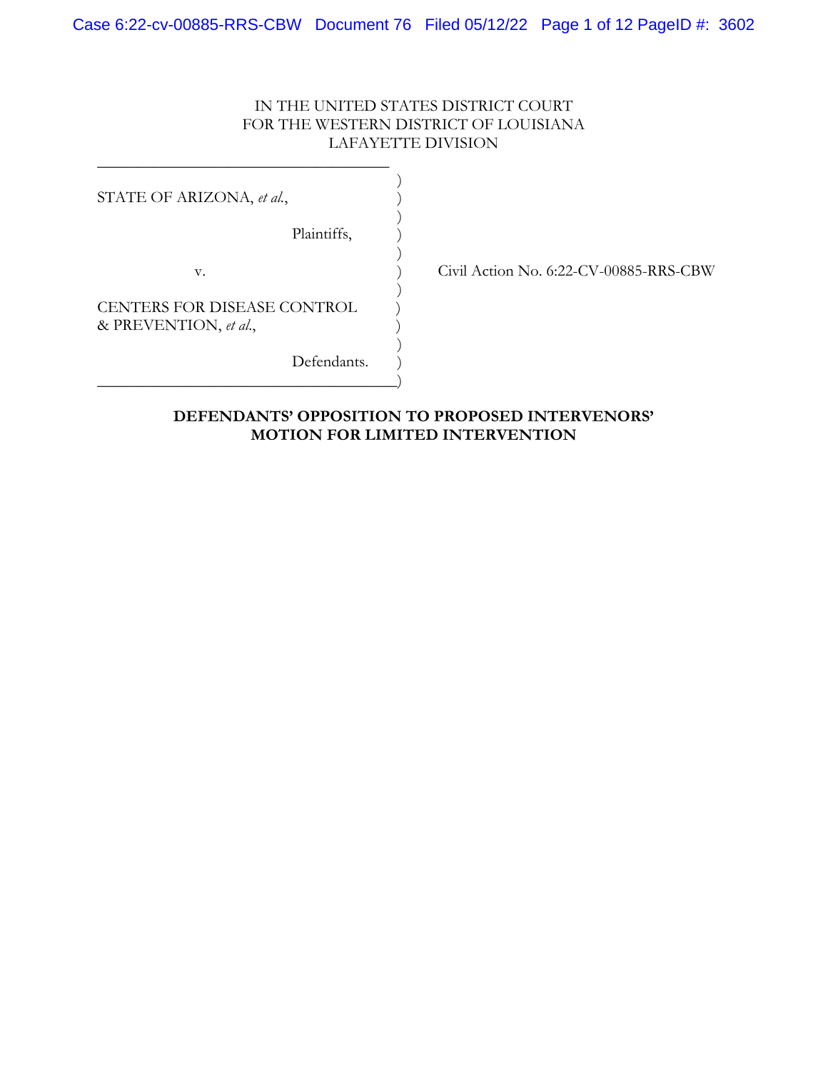IN THE UNITED STATES DISTRICT COURT
FOR THE WESTERN DISTRICT OF LOUISIANA
LAFAYETTE DIVISION

STATE OF ARIZONA, *et al.*,

Plaintiffs,

v.

CENTERS FOR DISEASE CONTROL & PREVENTION, *et al.*,

Defendants.

Civil Action No. 6:22-CV-00885-RRS-CBW

**DEFENDANTS' OPPOSITION TO PROPOSED INTERVENORS' MOTION FOR LIMITED INTERVENTION**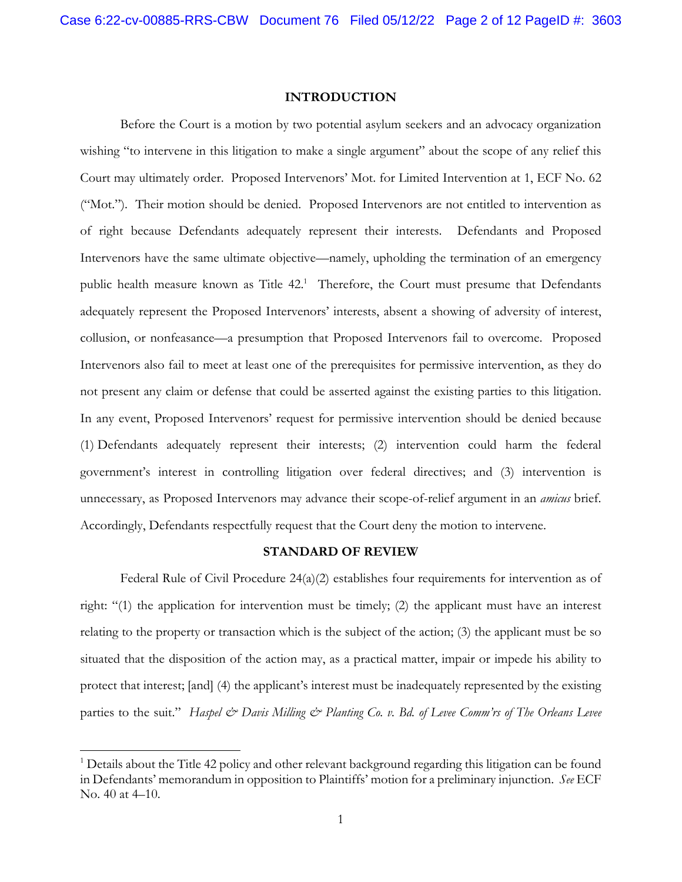## INTRODUCTION

Before the Court is a motion by two potential asylum seekers and an advocacy organization wishing "to intervene in this litigation to make a single argument" about the scope of any relief this Court may ultimately order. Proposed Intervenors' Mot. for Limited Intervention at 1, ECF No. 62 ("Mot."). Their motion should be denied. Proposed Intervenors are not entitled to intervention as of right because Defendants adequately represent their interests. Defendants and Proposed Intervenors have the same ultimate objective—namely, upholding the termination of an emergency public health measure known as Title 42.[1] Therefore, the Court must presume that Defendants adequately represent the Proposed Intervenors' interests, absent a showing of adversity of interest, collusion, or nonfeasance—a presumption that Proposed Intervenors fail to overcome. Proposed Intervenors also fail to meet at least one of the prerequisites for permissive intervention, as they do not present any claim or defense that could be asserted against the existing parties to this litigation. In any event, Proposed Intervenors' request for permissive intervention should be denied because (1) Defendants adequately represent their interests; (2) intervention could harm the federal government's interest in controlling litigation over federal directives; and (3) intervention is unnecessary, as Proposed Intervenors may advance their scope-of-relief argument in an *amicus* brief. Accordingly, Defendants respectfully request that the Court deny the motion to intervene.

## STANDARD OF REVIEW

Federal Rule of Civil Procedure 24(a)(2) establishes four requirements for intervention as of right: "(1) the application for intervention must be timely; (2) the applicant must have an interest relating to the property or transaction which is the subject of the action; (3) the applicant must be so situated that the disposition of the action may, as a practical matter, impair or impede his ability to protect that interest; [and] (4) the applicant's interest must be inadequately represented by the existing parties to the suit." *Haspel & Davis Milling & Planting Co. v. Bd. of Levee Comm'rs of The Orleans Levee*

---

[1] Details about the Title 42 policy and other relevant background regarding this litigation can be found in Defendants' memorandum in opposition to Plaintiffs' motion for a preliminary injunction. *See* ECF No. 40 at 4–10.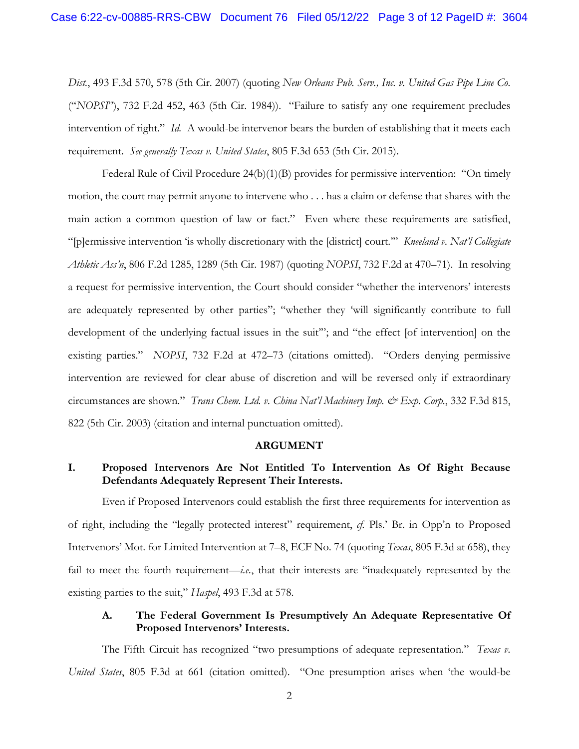*Dist.*, 493 F.3d 570, 578 (5th Cir. 2007) (quoting *New Orleans Pub. Serv., Inc. v. United Gas Pipe Line Co.* ("*NOPSI*"), 732 F.2d 452, 463 (5th Cir. 1984)). "Failure to satisfy any one requirement precludes intervention of right." *Id.* A would-be intervenor bears the burden of establishing that it meets each requirement. *See generally Texas v. United States*, 805 F.3d 653 (5th Cir. 2015).

Federal Rule of Civil Procedure 24(b)(1)(B) provides for permissive intervention: "On timely motion, the court may permit anyone to intervene who . . . has a claim or defense that shares with the main action a common question of law or fact." Even where these requirements are satisfied, "[p]ermissive intervention 'is wholly discretionary with the [district] court.'" *Kneeland v. Nat'l Collegiate Athletic Ass'n*, 806 F.2d 1285, 1289 (5th Cir. 1987) (quoting *NOPSI*, 732 F.2d at 470–71). In resolving a request for permissive intervention, the Court should consider "whether the intervenors' interests are adequately represented by other parties"; "whether they 'will significantly contribute to full development of the underlying factual issues in the suit'"; and "the effect [of intervention] on the existing parties." *NOPSI*, 732 F.2d at 472–73 (citations omitted). "Orders denying permissive intervention are reviewed for clear abuse of discretion and will be reversed only if extraordinary circumstances are shown." *Trans Chem. Ltd. v. China Nat'l Machinery Imp. & Exp. Corp.*, 332 F.3d 815, 822 (5th Cir. 2003) (citation and internal punctuation omitted).

## ARGUMENT

### I. Proposed Intervenors Are Not Entitled To Intervention As Of Right Because Defendants Adequately Represent Their Interests.

Even if Proposed Intervenors could establish the first three requirements for intervention as of right, including the "legally protected interest" requirement, *cf.* Pls.' Br. in Opp'n to Proposed Intervenors' Mot. for Limited Intervention at 7–8, ECF No. 74 (quoting *Texas*, 805 F.3d at 658), they fail to meet the fourth requirement—*i.e.*, that their interests are "inadequately represented by the existing parties to the suit," *Haspel*, 493 F.3d at 578.

#### A. The Federal Government Is Presumptively An Adequate Representative Of Proposed Intervenors' Interests.

The Fifth Circuit has recognized "two presumptions of adequate representation." *Texas v. United States*, 805 F.3d at 661 (citation omitted). "One presumption arises when 'the would-be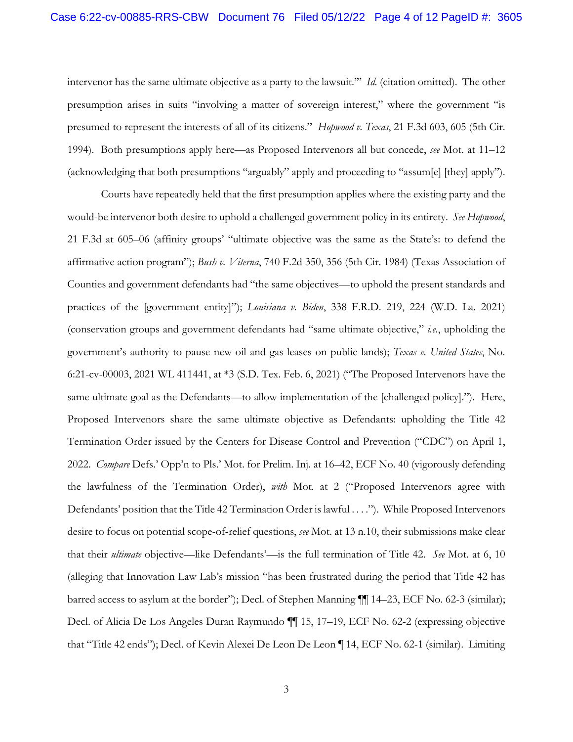intervenor has the same ultimate objective as a party to the lawsuit.'" *Id.* (citation omitted). The other presumption arises in suits "involving a matter of sovereign interest," where the government "is presumed to represent the interests of all of its citizens." *Hopwood v. Texas*, 21 F.3d 603, 605 (5th Cir. 1994). Both presumptions apply here—as Proposed Intervenors all but concede, *see* Mot. at 11–12 (acknowledging that both presumptions "arguably" apply and proceeding to "assum[e] [they] apply").

Courts have repeatedly held that the first presumption applies where the existing party and the would-be intervenor both desire to uphold a challenged government policy in its entirety. *See Hopwood*, 21 F.3d at 605–06 (affinity groups' "ultimate objective was the same as the State's: to defend the affirmative action program"); *Bush v. Viterna*, 740 F.2d 350, 356 (5th Cir. 1984) (Texas Association of Counties and government defendants had "the same objectives—to uphold the present standards and practices of the [government entity]"); *Louisiana v. Biden*, 338 F.R.D. 219, 224 (W.D. La. 2021) (conservation groups and government defendants had "same ultimate objective," *i.e.*, upholding the government's authority to pause new oil and gas leases on public lands); *Texas v. United States*, No. 6:21-cv-00003, 2021 WL 411441, at *3 (S.D. Tex. Feb. 6, 2021) ("The Proposed Intervenors have the same ultimate goal as the Defendants—to allow implementation of the [challenged policy]."). Here, Proposed Intervenors share the same ultimate objective as Defendants: upholding the Title 42 Termination Order issued by the Centers for Disease Control and Prevention ("CDC") on April 1, 2022. *Compare* Defs.' Opp'n to Pls.' Mot. for Prelim. Inj. at 16–42, ECF No. 40 (vigorously defending the lawfulness of the Termination Order), *with* Mot. at 2 ("Proposed Intervenors agree with Defendants' position that the Title 42 Termination Order is lawful . . . ."). While Proposed Intervenors desire to focus on potential scope-of-relief questions, *see* Mot. at 13 n.10, their submissions make clear that their *ultimate* objective—like Defendants'—is the full termination of Title 42. *See* Mot. at 6, 10 (alleging that Innovation Law Lab's mission "has been frustrated during the period that Title 42 has barred access to asylum at the border"); Decl. of Stephen Manning ¶¶ 14–23, ECF No. 62-3 (similar); Decl. of Alicia De Los Angeles Duran Raymundo ¶¶ 15, 17–19, ECF No. 62-2 (expressing objective that "Title 42 ends"); Decl. of Kevin Alexei De Leon De Leon ¶ 14, ECF No. 62-1 (similar). Limiting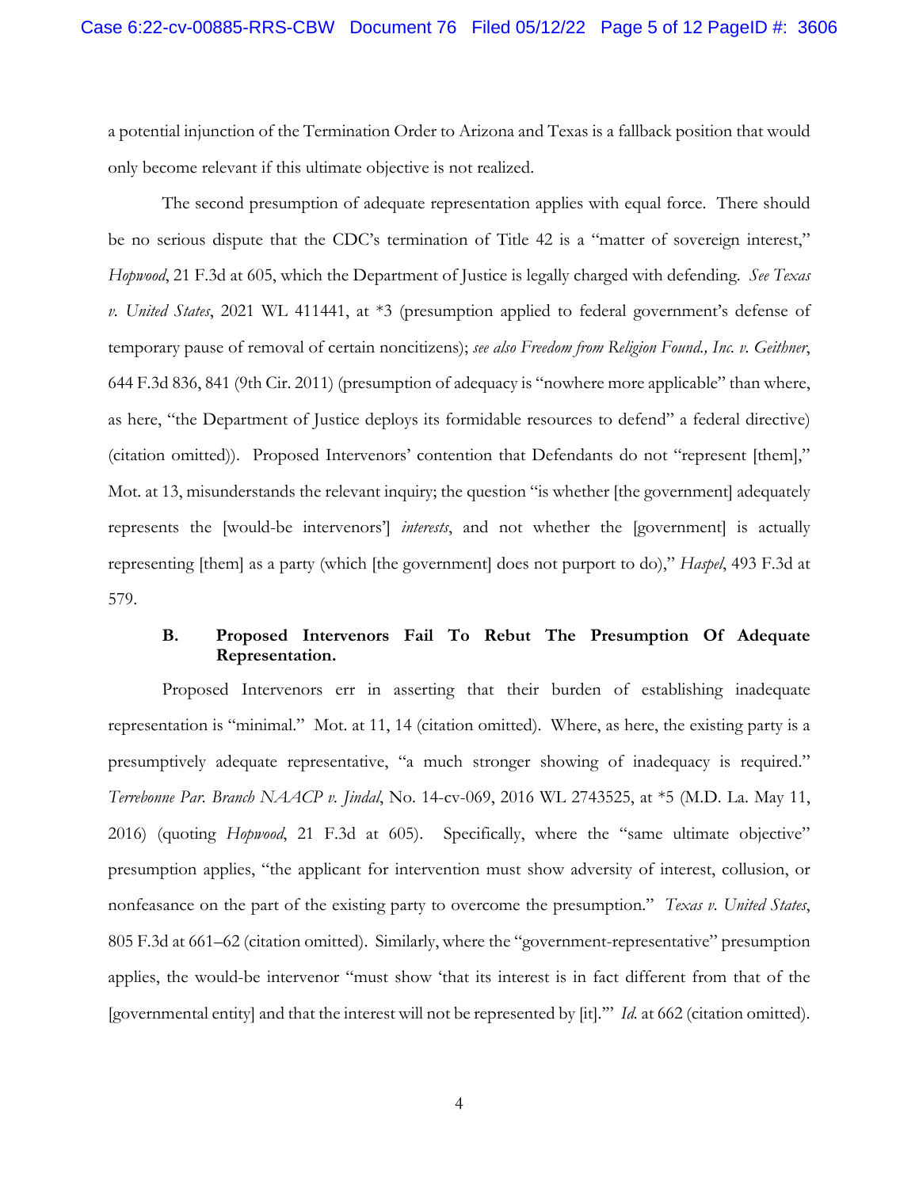a potential injunction of the Termination Order to Arizona and Texas is a fallback position that would only become relevant if this ultimate objective is not realized.

The second presumption of adequate representation applies with equal force. There should be no serious dispute that the CDC's termination of Title 42 is a "matter of sovereign interest," *Hopwood*, 21 F.3d at 605, which the Department of Justice is legally charged with defending. *See Texas v. United States*, 2021 WL 411441, at *3 (presumption applied to federal government's defense of temporary pause of removal of certain noncitizens); *see also Freedom from Religion Found., Inc. v. Geithner*, 644 F.3d 836, 841 (9th Cir. 2011) (presumption of adequacy is "nowhere more applicable" than where, as here, "the Department of Justice deploys its formidable resources to defend" a federal directive) (citation omitted)). Proposed Intervenors' contention that Defendants do not "represent [them]," Mot. at 13, misunderstands the relevant inquiry; the question "is whether [the government] adequately represents the [would-be intervenors'] *interests*, and not whether the [government] is actually representing [them] as a party (which [the government] does not purport to do)," *Haspel*, 493 F.3d at 579.

### B. Proposed Intervenors Fail To Rebut The Presumption Of Adequate Representation.

Proposed Intervenors err in asserting that their burden of establishing inadequate representation is "minimal." Mot. at 11, 14 (citation omitted). Where, as here, the existing party is a presumptively adequate representative, "a much stronger showing of inadequacy is required." *Terrebonne Par. Branch NAACP v. Jindal*, No. 14-cv-069, 2016 WL 2743525, at *5 (M.D. La. May 11, 2016) (quoting *Hopwood*, 21 F.3d at 605). Specifically, where the "same ultimate objective" presumption applies, "the applicant for intervention must show adversity of interest, collusion, or nonfeasance on the part of the existing party to overcome the presumption." *Texas v. United States*, 805 F.3d at 661–62 (citation omitted). Similarly, where the "government-representative" presumption applies, the would-be intervenor "must show 'that its interest is in fact different from that of the [governmental entity] and that the interest will not be represented by [it].'" *Id.* at 662 (citation omitted).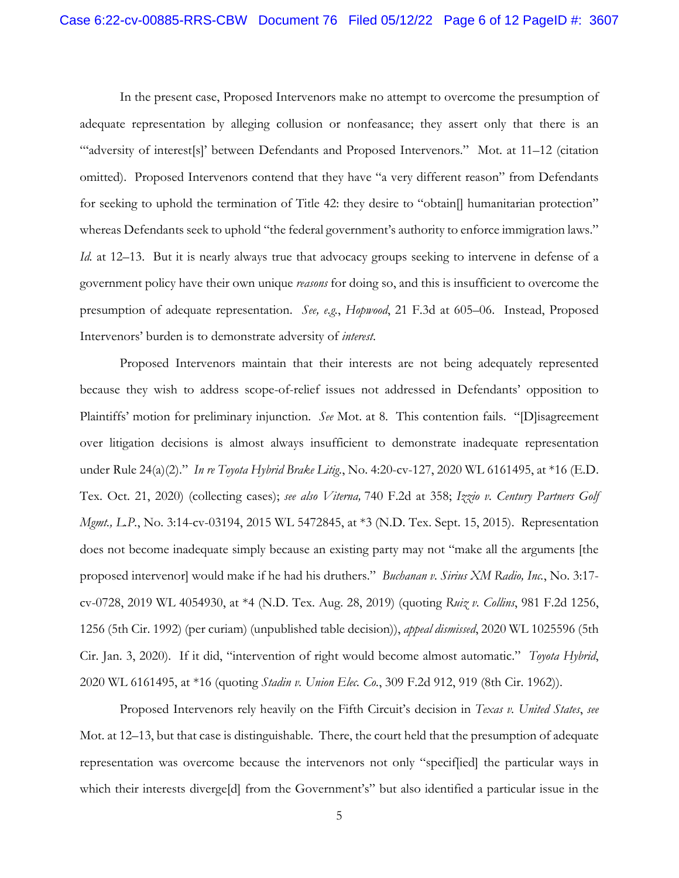In the present case, Proposed Intervenors make no attempt to overcome the presumption of adequate representation by alleging collusion or nonfeasance; they assert only that there is an "'adversity of interest[s]' between Defendants and Proposed Intervenors." Mot. at 11–12 (citation omitted). Proposed Intervenors contend that they have "a very different reason" from Defendants for seeking to uphold the termination of Title 42: they desire to "obtain[] humanitarian protection" whereas Defendants seek to uphold "the federal government's authority to enforce immigration laws." *Id.* at 12–13. But it is nearly always true that advocacy groups seeking to intervene in defense of a government policy have their own unique *reasons* for doing so, and this is insufficient to overcome the presumption of adequate representation. *See, e.g.*, *Hopwood*, 21 F.3d at 605–06. Instead, Proposed Intervenors' burden is to demonstrate adversity of *interest*.

Proposed Intervenors maintain that their interests are not being adequately represented because they wish to address scope-of-relief issues not addressed in Defendants' opposition to Plaintiffs' motion for preliminary injunction. *See* Mot. at 8. This contention fails. "[D]isagreement over litigation decisions is almost always insufficient to demonstrate inadequate representation under Rule 24(a)(2)." *In re Toyota Hybrid Brake Litig.*, No. 4:20-cv-127, 2020 WL 6161495, at *16 (E.D. Tex. Oct. 21, 2020) (collecting cases); *see also Viterna,* 740 F.2d at 358; *Izzio v. Century Partners Golf Mgmt., L.P.*, No. 3:14-cv-03194, 2015 WL 5472845, at *3 (N.D. Tex. Sept. 15, 2015). Representation does not become inadequate simply because an existing party may not "make all the arguments [the proposed intervenor] would make if he had his druthers." *Buchanan v. Sirius XM Radio, Inc.*, No. 3:17-cv-0728, 2019 WL 4054930, at *4 (N.D. Tex. Aug. 28, 2019) (quoting *Ruiz v. Collins*, 981 F.2d 1256, 1256 (5th Cir. 1992) (per curiam) (unpublished table decision)), *appeal dismissed*, 2020 WL 1025596 (5th Cir. Jan. 3, 2020). If it did, "intervention of right would become almost automatic." *Toyota Hybrid*, 2020 WL 6161495, at *16 (quoting *Stadin v. Union Elec. Co.*, 309 F.2d 912, 919 (8th Cir. 1962)).

Proposed Intervenors rely heavily on the Fifth Circuit's decision in *Texas v. United States*, *see* Mot. at 12–13, but that case is distinguishable. There, the court held that the presumption of adequate representation was overcome because the intervenors not only "specif[ied] the particular ways in which their interests diverge[d] from the Government's" but also identified a particular issue in the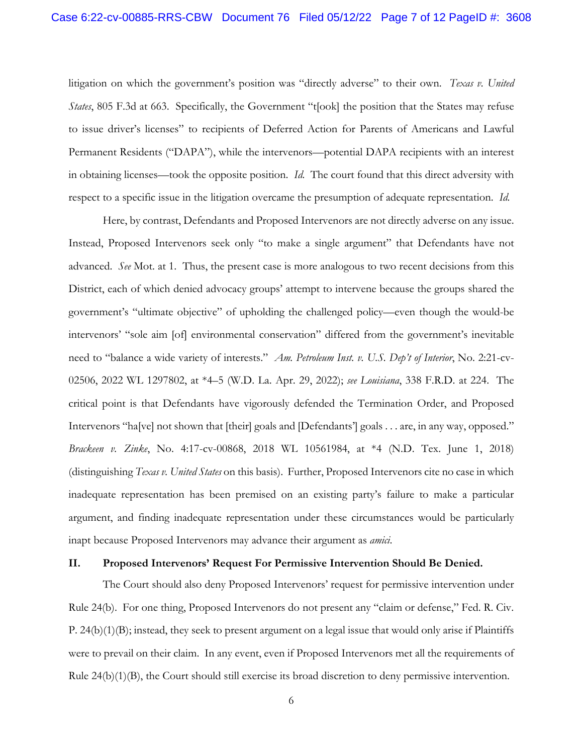litigation on which the government's position was "directly adverse" to their own. *Texas v. United States*, 805 F.3d at 663. Specifically, the Government "t[ook] the position that the States may refuse to issue driver's licenses" to recipients of Deferred Action for Parents of Americans and Lawful Permanent Residents ("DAPA"), while the intervenors—potential DAPA recipients with an interest in obtaining licenses—took the opposite position. *Id.* The court found that this direct adversity with respect to a specific issue in the litigation overcame the presumption of adequate representation. *Id.*

Here, by contrast, Defendants and Proposed Intervenors are not directly adverse on any issue. Instead, Proposed Intervenors seek only "to make a single argument" that Defendants have not advanced. *See* Mot. at 1. Thus, the present case is more analogous to two recent decisions from this District, each of which denied advocacy groups' attempt to intervene because the groups shared the government's "ultimate objective" of upholding the challenged policy—even though the would-be intervenors' "sole aim [of] environmental conservation" differed from the government's inevitable need to "balance a wide variety of interests." *Am. Petroleum Inst. v. U.S. Dep't of Interior*, No. 2:21-cv-02506, 2022 WL 1297802, at *4–5 (W.D. La. Apr. 29, 2022); *see Louisiana*, 338 F.R.D. at 224. The critical point is that Defendants have vigorously defended the Termination Order, and Proposed Intervenors "ha[ve] not shown that [their] goals and [Defendants'] goals . . . are, in any way, opposed." *Brackeen v. Zinke*, No. 4:17-cv-00868, 2018 WL 10561984, at *4 (N.D. Tex. June 1, 2018) (distinguishing *Texas v. United States* on this basis). Further, Proposed Intervenors cite no case in which inadequate representation has been premised on an existing party's failure to make a particular argument, and finding inadequate representation under these circumstances would be particularly inapt because Proposed Intervenors may advance their argument as *amici*.

## II. Proposed Intervenors' Request For Permissive Intervention Should Be Denied.

The Court should also deny Proposed Intervenors' request for permissive intervention under Rule 24(b). For one thing, Proposed Intervenors do not present any "claim or defense," Fed. R. Civ. P. 24(b)(1)(B); instead, they seek to present argument on a legal issue that would only arise if Plaintiffs were to prevail on their claim. In any event, even if Proposed Intervenors met all the requirements of Rule 24(b)(1)(B), the Court should still exercise its broad discretion to deny permissive intervention.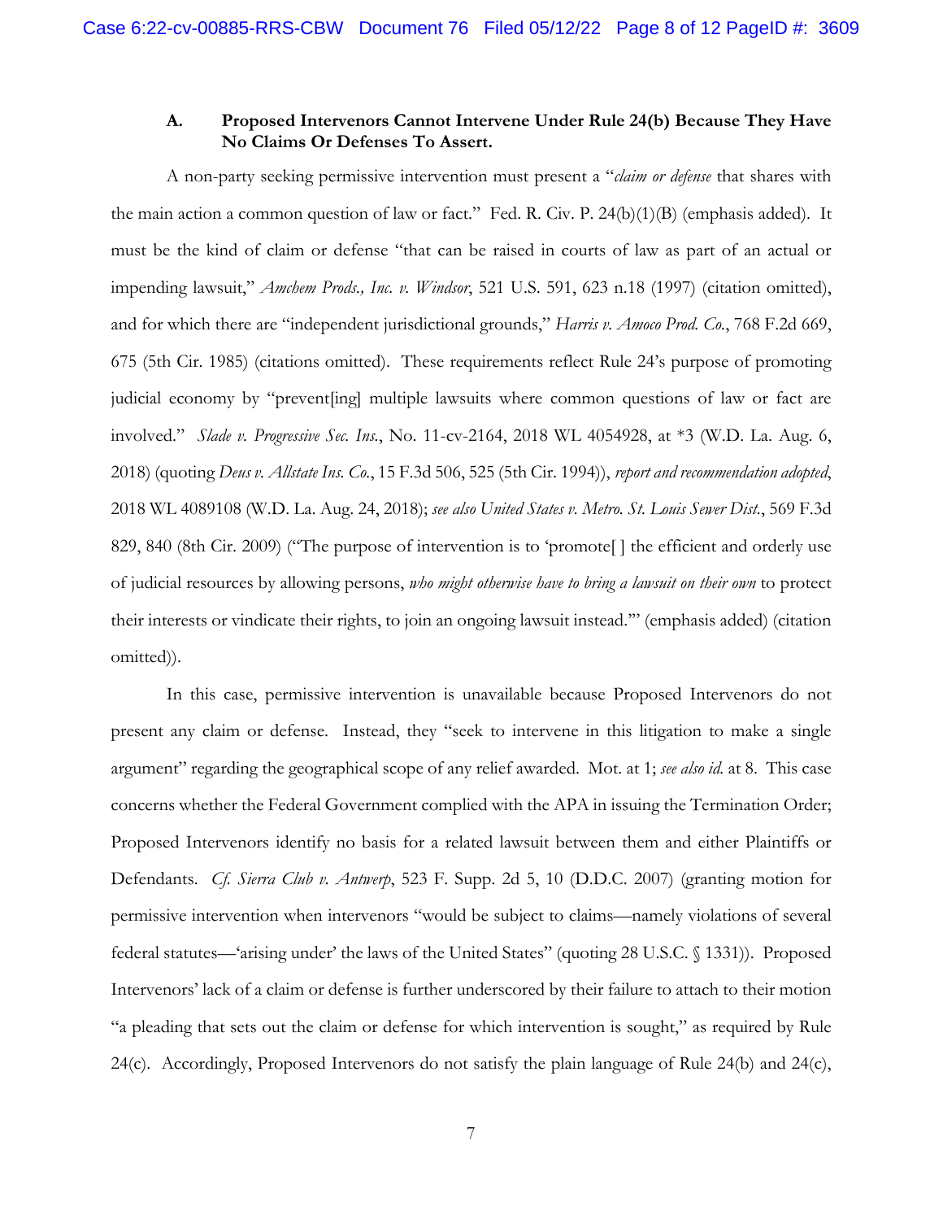### A. Proposed Intervenors Cannot Intervene Under Rule 24(b) Because They Have No Claims Or Defenses To Assert.

A non-party seeking permissive intervention must present a "*claim or defense* that shares with the main action a common question of law or fact." Fed. R. Civ. P. 24(b)(1)(B) (emphasis added). It must be the kind of claim or defense "that can be raised in courts of law as part of an actual or impending lawsuit," *Amchem Prods., Inc. v. Windsor*, 521 U.S. 591, 623 n.18 (1997) (citation omitted), and for which there are "independent jurisdictional grounds," *Harris v. Amoco Prod. Co.*, 768 F.2d 669, 675 (5th Cir. 1985) (citations omitted). These requirements reflect Rule 24's purpose of promoting judicial economy by "prevent[ing] multiple lawsuits where common questions of law or fact are involved." *Slade v. Progressive Sec. Ins.*, No. 11-cv-2164, 2018 WL 4054928, at *3 (W.D. La. Aug. 6, 2018) (quoting *Deus v. Allstate Ins. Co.*, 15 F.3d 506, 525 (5th Cir. 1994)), *report and recommendation adopted*, 2018 WL 4089108 (W.D. La. Aug. 24, 2018); *see also United States v. Metro. St. Louis Sewer Dist.*, 569 F.3d 829, 840 (8th Cir. 2009) ("The purpose of intervention is to 'promote[ ] the efficient and orderly use of judicial resources by allowing persons, *who might otherwise have to bring a lawsuit on their own* to protect their interests or vindicate their rights, to join an ongoing lawsuit instead.'" (emphasis added) (citation omitted)).

In this case, permissive intervention is unavailable because Proposed Intervenors do not present any claim or defense. Instead, they "seek to intervene in this litigation to make a single argument" regarding the geographical scope of any relief awarded. Mot. at 1; *see also id.* at 8. This case concerns whether the Federal Government complied with the APA in issuing the Termination Order; Proposed Intervenors identify no basis for a related lawsuit between them and either Plaintiffs or Defendants. *Cf. Sierra Club v. Antwerp*, 523 F. Supp. 2d 5, 10 (D.D.C. 2007) (granting motion for permissive intervention when intervenors "would be subject to claims—namely violations of several federal statutes—'arising under' the laws of the United States" (quoting 28 U.S.C. § 1331)). Proposed Intervenors' lack of a claim or defense is further underscored by their failure to attach to their motion "a pleading that sets out the claim or defense for which intervention is sought," as required by Rule 24(c). Accordingly, Proposed Intervenors do not satisfy the plain language of Rule 24(b) and 24(c),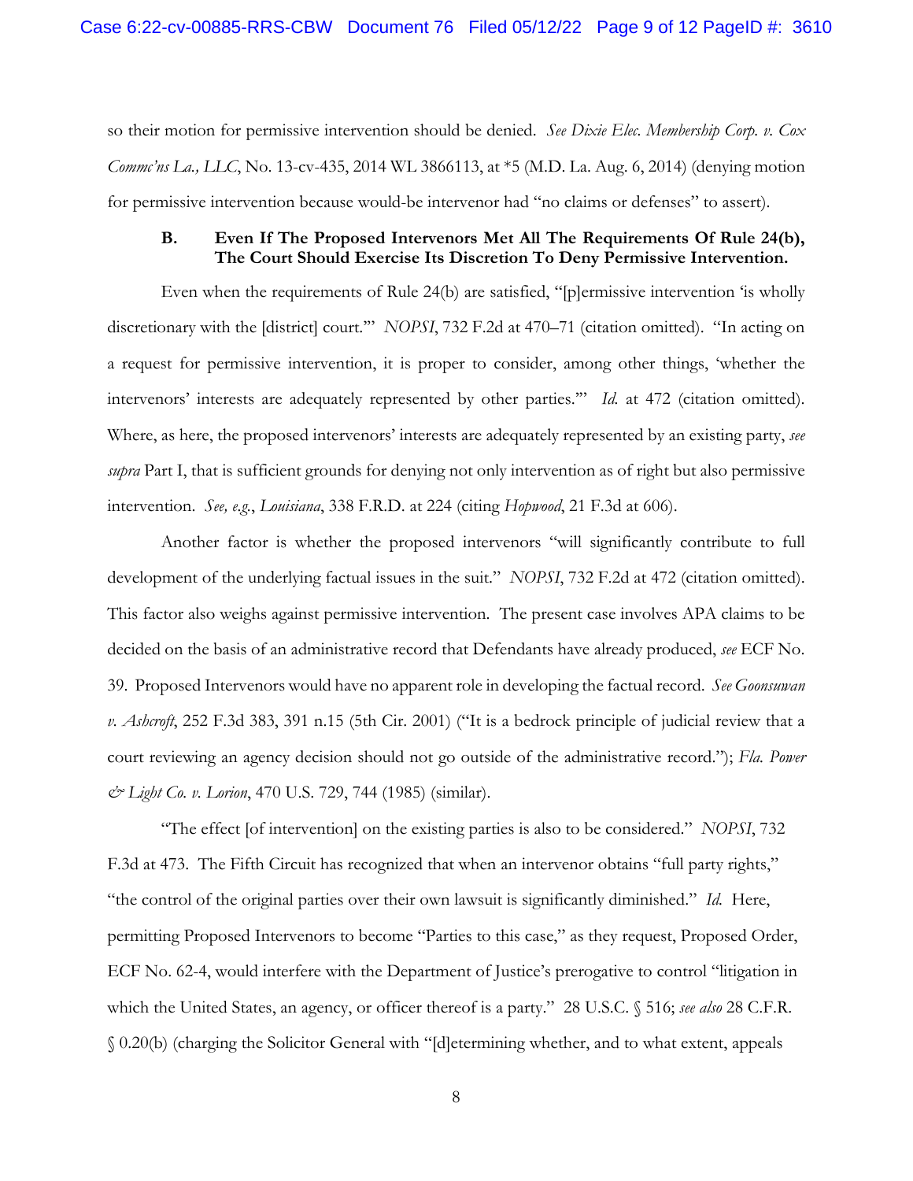so their motion for permissive intervention should be denied. *See Dixie Elec. Membership Corp. v. Cox Commc'ns La., LLC*, No. 13-cv-435, 2014 WL 3866113, at *5 (M.D. La. Aug. 6, 2014) (denying motion for permissive intervention because would-be intervenor had "no claims or defenses" to assert).

### B. Even If The Proposed Intervenors Met All The Requirements Of Rule 24(b), The Court Should Exercise Its Discretion To Deny Permissive Intervention.

Even when the requirements of Rule 24(b) are satisfied, "[p]ermissive intervention 'is wholly discretionary with the [district] court.'" *NOPSI*, 732 F.2d at 470–71 (citation omitted). "In acting on a request for permissive intervention, it is proper to consider, among other things, 'whether the intervenors' interests are adequately represented by other parties.'" *Id.* at 472 (citation omitted). Where, as here, the proposed intervenors' interests are adequately represented by an existing party, *see supra* Part I, that is sufficient grounds for denying not only intervention as of right but also permissive intervention. *See, e.g.*, *Louisiana*, 338 F.R.D. at 224 (citing *Hopwood*, 21 F.3d at 606).

Another factor is whether the proposed intervenors "will significantly contribute to full development of the underlying factual issues in the suit." *NOPSI*, 732 F.2d at 472 (citation omitted). This factor also weighs against permissive intervention. The present case involves APA claims to be decided on the basis of an administrative record that Defendants have already produced, *see* ECF No. 39. Proposed Intervenors would have no apparent role in developing the factual record. *See Goonsuwan v. Ashcroft*, 252 F.3d 383, 391 n.15 (5th Cir. 2001) ("It is a bedrock principle of judicial review that a court reviewing an agency decision should not go outside of the administrative record."); *Fla. Power & Light Co. v. Lorion*, 470 U.S. 729, 744 (1985) (similar).

"The effect [of intervention] on the existing parties is also to be considered." *NOPSI*, 732 F.3d at 473. The Fifth Circuit has recognized that when an intervenor obtains "full party rights," "the control of the original parties over their own lawsuit is significantly diminished." *Id.* Here, permitting Proposed Intervenors to become "Parties to this case," as they request, Proposed Order, ECF No. 62-4, would interfere with the Department of Justice's prerogative to control "litigation in which the United States, an agency, or officer thereof is a party." 28 U.S.C. § 516; *see also* 28 C.F.R. § 0.20(b) (charging the Solicitor General with "[d]etermining whether, and to what extent, appeals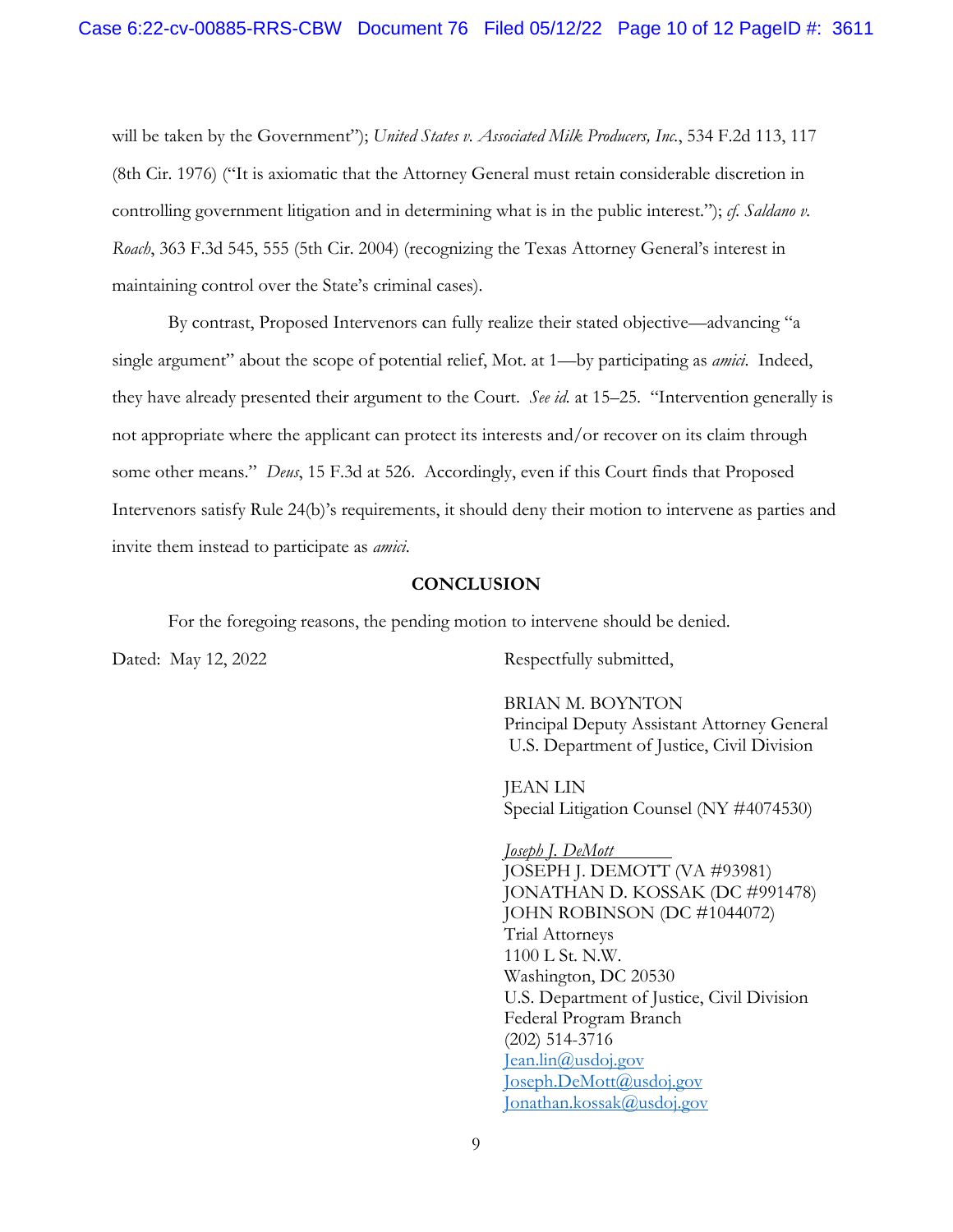will be taken by the Government"); *United States v. Associated Milk Producers, Inc.*, 534 F.2d 113, 117 (8th Cir. 1976) ("It is axiomatic that the Attorney General must retain considerable discretion in controlling government litigation and in determining what is in the public interest."); *cf. Saldano v. Roach*, 363 F.3d 545, 555 (5th Cir. 2004) (recognizing the Texas Attorney General's interest in maintaining control over the State's criminal cases).

By contrast, Proposed Intervenors can fully realize their stated objective—advancing "a single argument" about the scope of potential relief, Mot. at 1—by participating as *amici*. Indeed, they have already presented their argument to the Court. *See id.* at 15–25. "Intervention generally is not appropriate where the applicant can protect its interests and/or recover on its claim through some other means." *Deus*, 15 F.3d at 526. Accordingly, even if this Court finds that Proposed Intervenors satisfy Rule 24(b)'s requirements, it should deny their motion to intervene as parties and invite them instead to participate as *amici*.

## CONCLUSION

For the foregoing reasons, the pending motion to intervene should be denied.

Dated: May 12, 2022

Respectfully submitted,

BRIAN M. BOYNTON
Principal Deputy Assistant Attorney General
U.S. Department of Justice, Civil Division

JEAN LIN
Special Litigation Counsel (NY #4074530)

*Joseph J. DeMott*
JOSEPH J. DEMOTT (VA #93981)
JONATHAN D. KOSSAK (DC #991478)
JOHN ROBINSON (DC #1044072)
Trial Attorneys
1100 L St. N.W.
Washington, DC 20530
U.S. Department of Justice, Civil Division
Federal Program Branch
(202) 514-3716
Jean.lin@usdoj.gov
Joseph.DeMott@usdoj.gov
Jonathan.kossak@usdoj.gov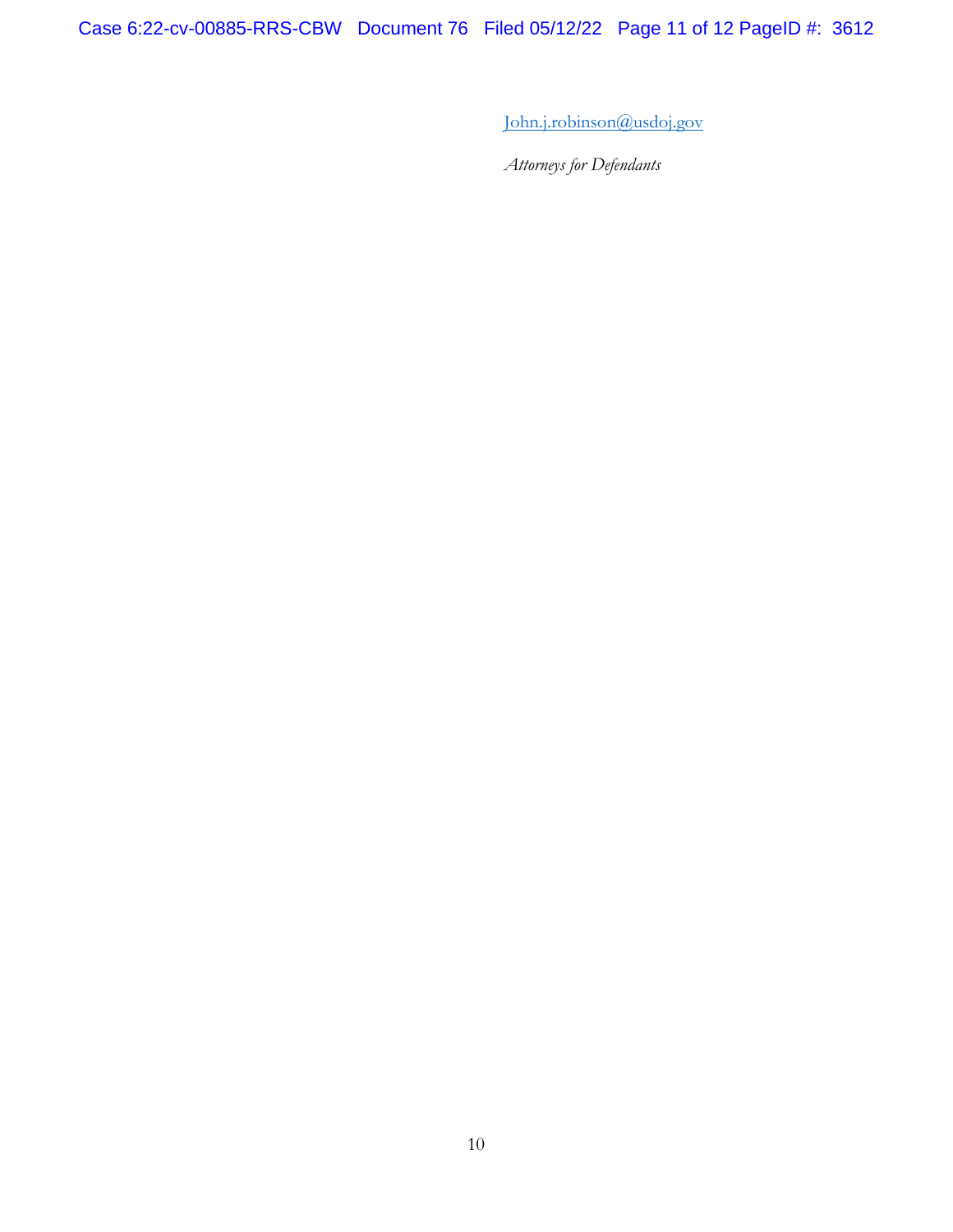John.j.robinson@usdoj.gov

*Attorneys for Defendants*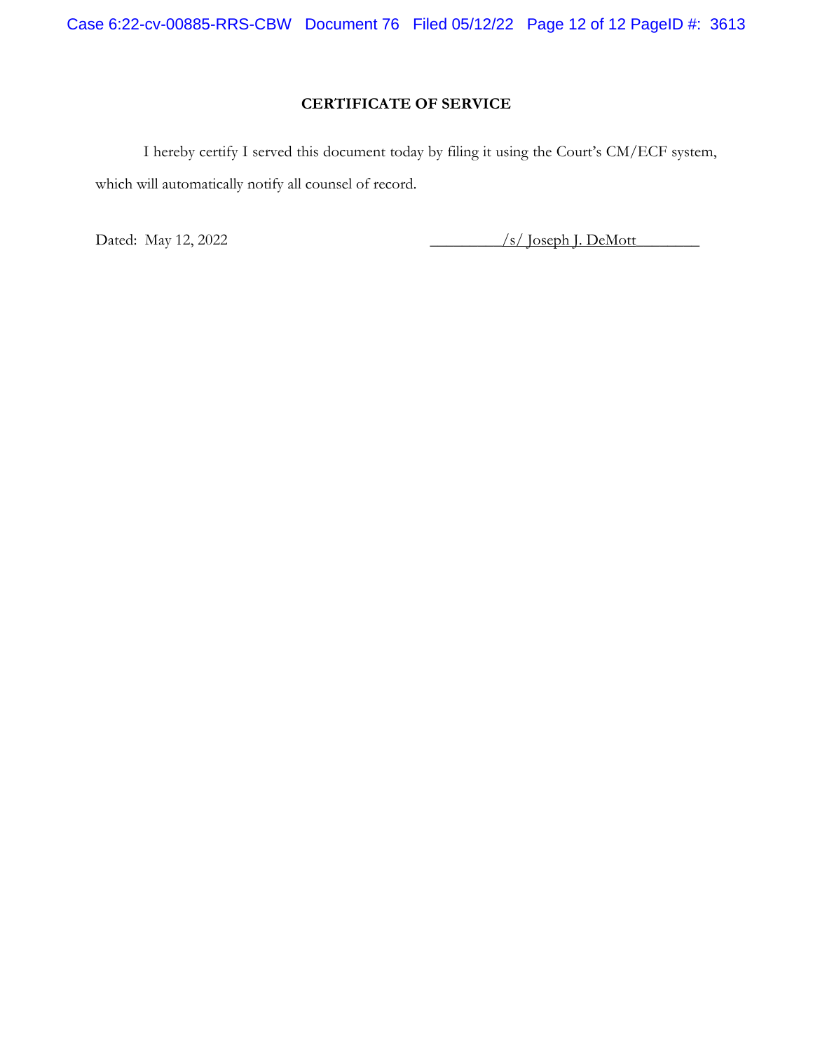## CERTIFICATE OF SERVICE

I hereby certify I served this document today by filing it using the Court's CM/ECF system, which will automatically notify all counsel of record.

Dated: May 12, 2022

/s/ Joseph J. DeMott